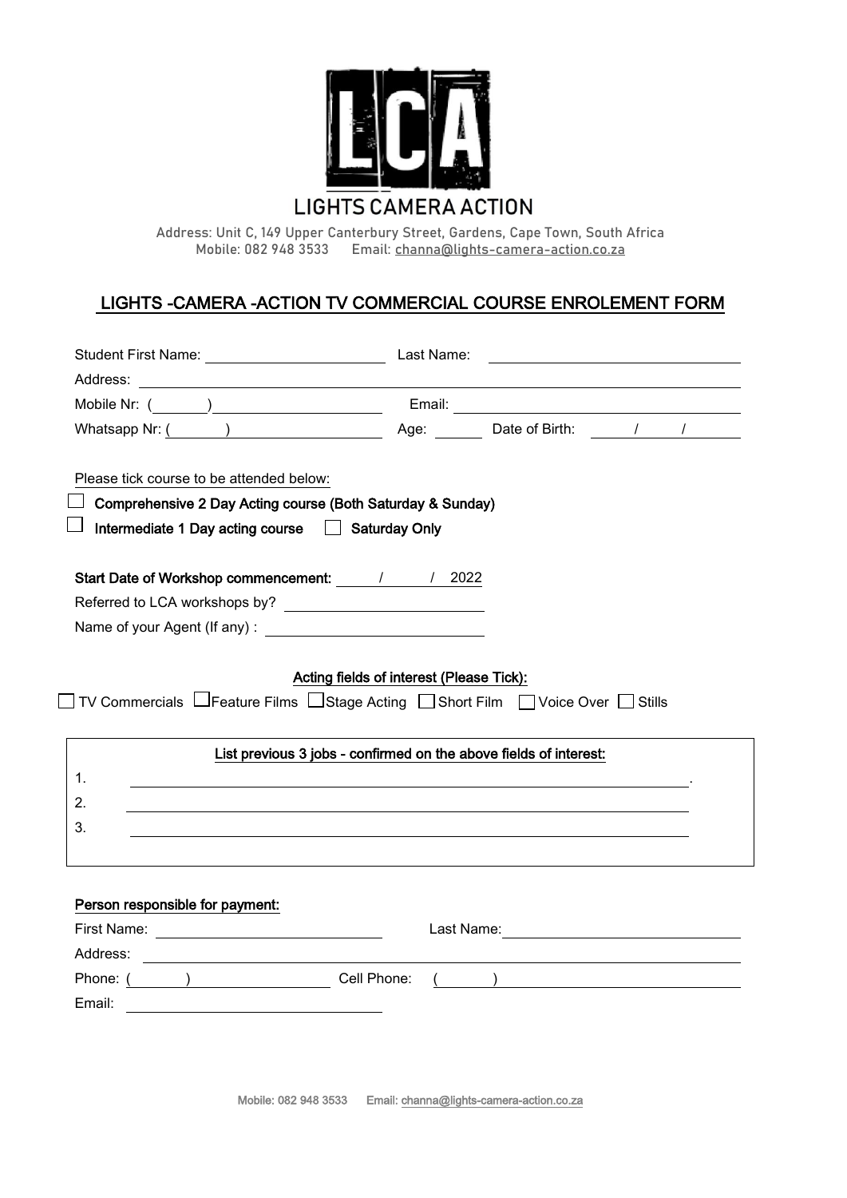LIGHTS CAMERA ACTION

Address: Unit C, 149 Upper Canterbury Street, Gardens, Cape Town, South Africa
Mobile: 082 948 3533 Email: channa@lights-camera-action.co.za

## LIGHTS -CAMERA -ACTION TV COMMERCIAL COURSE ENROLEMENT FORM

Student First Name: ____________________ Last Name: ____________________

Address: ____________________________________________

Mobile Nr: ( ) ____________________ Email: ____________________

Whatsapp Nr: ( ) ____________________ Age: ______ Date of Birth: / /

Please tick course to be attended below:

☐ **Comprehensive 2 Day Acting course (Both Saturday & Sunday)**

☐ **Intermediate 1 Day acting course** ☐ **Saturday Only**

**Start Date of Workshop commencement:** / / 2022

Referred to LCA workshops by? ____________________

Name of your Agent (If any) : ____________________

**Acting fields of interest (Please Tick):**

☐ TV Commercials ☐ Feature Films ☐ Stage Acting ☐ Short Film ☐ Voice Over ☐ Stills

**List previous 3 jobs - confirmed on the above fields of interest:**

1. ____________________________________________.
2. ____________________________________________
3. ____________________________________________

**Person responsible for payment:**

First Name: ____________________ Last Name: ____________________

Address: ____________________________________________

Phone: ( ) ____________________ Cell Phone: ( ) ____________________

Email: ____________________

Mobile: 082 948 3533 Email: channa@lights-camera-action.co.za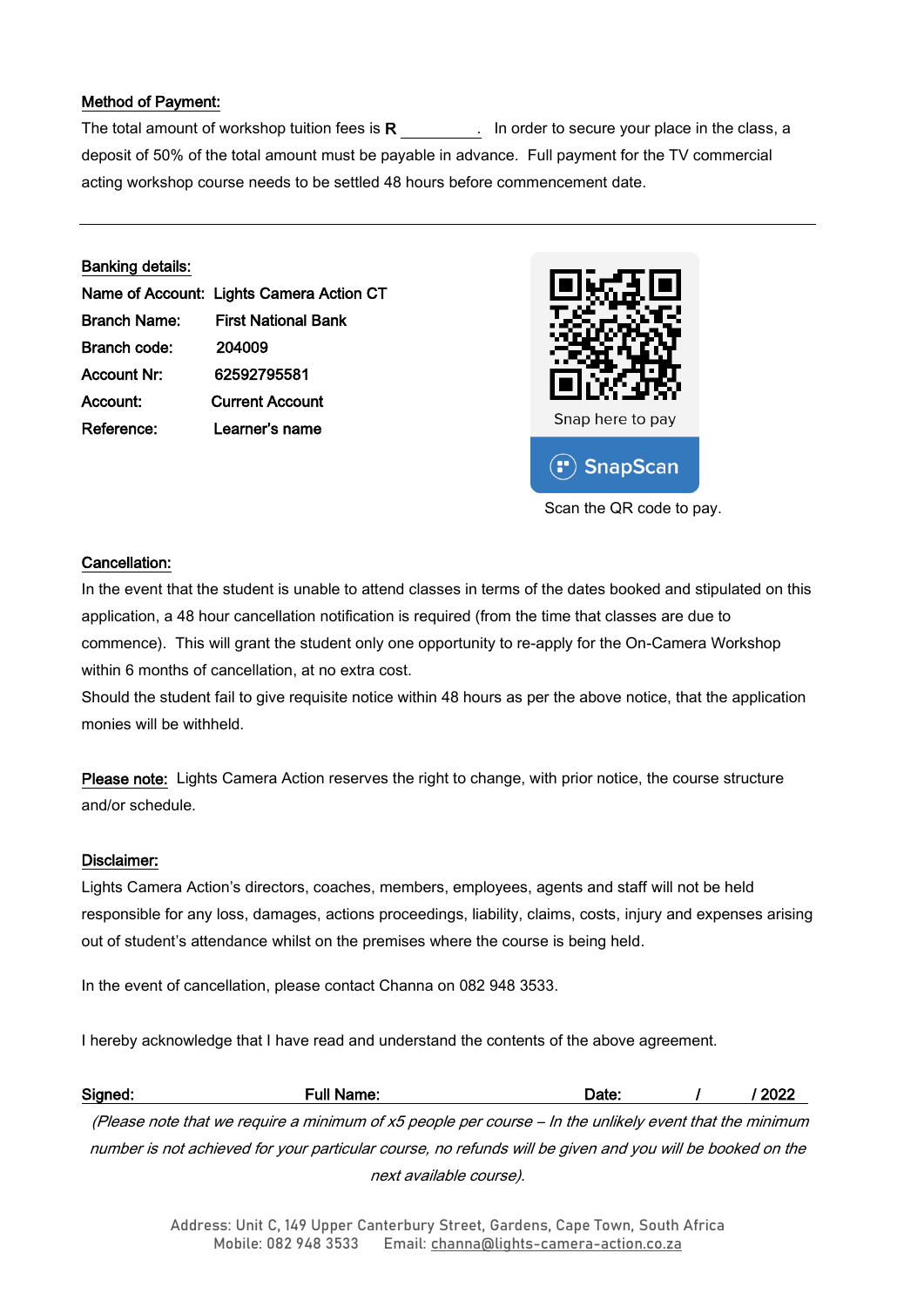**Method of Payment:**

The total amount of workshop tuition fees is **R** ________. In order to secure your place in the class, a deposit of 50% of the total amount must be payable in advance. Full payment for the TV commercial acting workshop course needs to be settled 48 hours before commencement date.

---

**Banking details:**

| | |
|---|---|
| Name of Account: | Lights Camera Action CT |
| Branch Name: | First National Bank |
| Branch code: | 204009 |
| Account Nr: | 62592795581 |
| Account: | Current Account |
| Reference: | Learner's name |

Snap here to pay

SnapScan

Scan the QR code to pay.

**Cancellation:**

In the event that the student is unable to attend classes in terms of the dates booked and stipulated on this application, a 48 hour cancellation notification is required (from the time that classes are due to commence). This will grant the student only one opportunity to re-apply for the On-Camera Workshop within 6 months of cancellation, at no extra cost.

Should the student fail to give requisite notice within 48 hours as per the above notice, that the application monies will be withheld.

**Please note:** Lights Camera Action reserves the right to change, with prior notice, the course structure and/or schedule.

**Disclaimer:**

Lights Camera Action's directors, coaches, members, employees, agents and staff will not be held responsible for any loss, damages, actions proceedings, liability, claims, costs, injury and expenses arising out of student's attendance whilst on the premises where the course is being held.

In the event of cancellation, please contact Channa on 082 948 3533.

I hereby acknowledge that I have read and understand the contents of the above agreement.

**Signed:** ____________ **Full Name:** ____________ **Date:** ____ / ____ / 2022

*(Please note that we require a minimum of x5 people per course – In the unlikely event that the minimum number is not achieved for your particular course, no refunds will be given and you will be booked on the next available course).*

Address: Unit C, 149 Upper Canterbury Street, Gardens, Cape Town, South Africa
Mobile: 082 948 3533 Email: channa@lights-camera-action.co.za